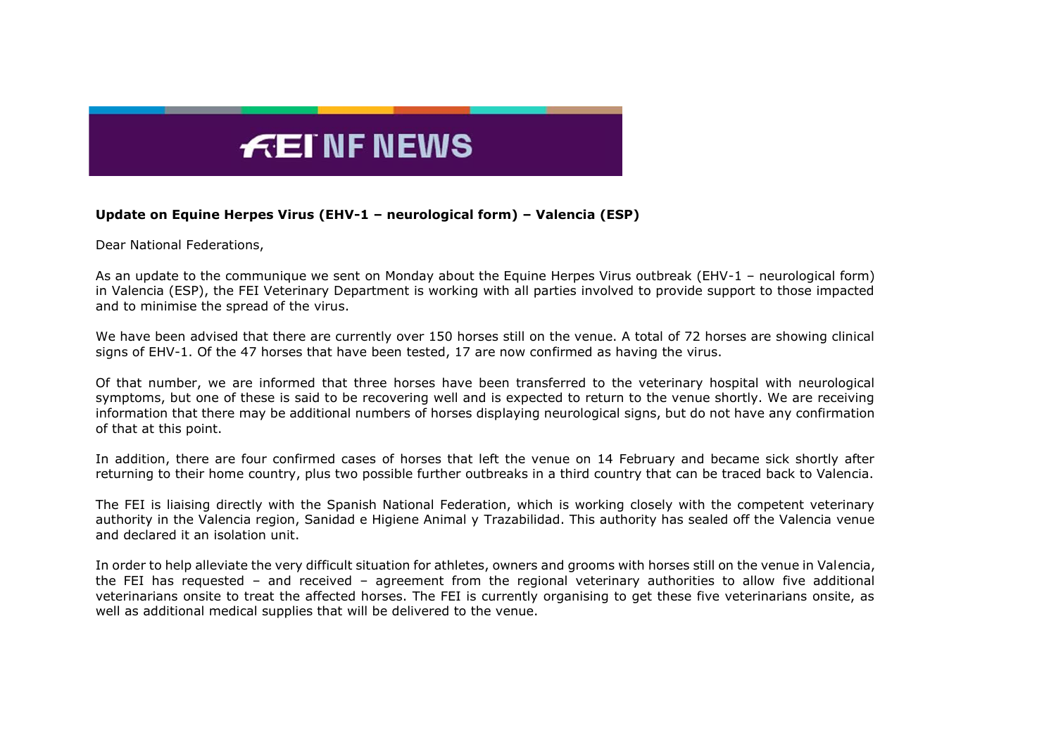FEI NF NEWS

**Update on Equine Herpes Virus (EHV-1 – neurological form) – Valencia (ESP)**

Dear National Federations,

As an update to the communique we sent on Monday about the Equine Herpes Virus outbreak (EHV-1 – neurological form) in Valencia (ESP), the FEI Veterinary Department is working with all parties involved to provide support to those impacted and to minimise the spread of the virus.

We have been advised that there are currently over 150 horses still on the venue. A total of 72 horses are showing clinical signs of EHV-1. Of the 47 horses that have been tested, 17 are now confirmed as having the virus.

Of that number, we are informed that three horses have been transferred to the veterinary hospital with neurological symptoms, but one of these is said to be recovering well and is expected to return to the venue shortly. We are receiving information that there may be additional numbers of horses displaying neurological signs, but do not have any confirmation of that at this point.

In addition, there are four confirmed cases of horses that left the venue on 14 February and became sick shortly after returning to their home country, plus two possible further outbreaks in a third country that can be traced back to Valencia.

The FEI is liaising directly with the Spanish National Federation, which is working closely with the competent veterinary authority in the Valencia region, Sanidad e Higiene Animal y Trazabilidad. This authority has sealed off the Valencia venue and declared it an isolation unit.

In order to help alleviate the very difficult situation for athletes, owners and grooms with horses still on the venue in Valencia, the FEI has requested – and received – agreement from the regional veterinary authorities to allow five additional veterinarians onsite to treat the affected horses. The FEI is currently organising to get these five veterinarians onsite, as well as additional medical supplies that will be delivered to the venue.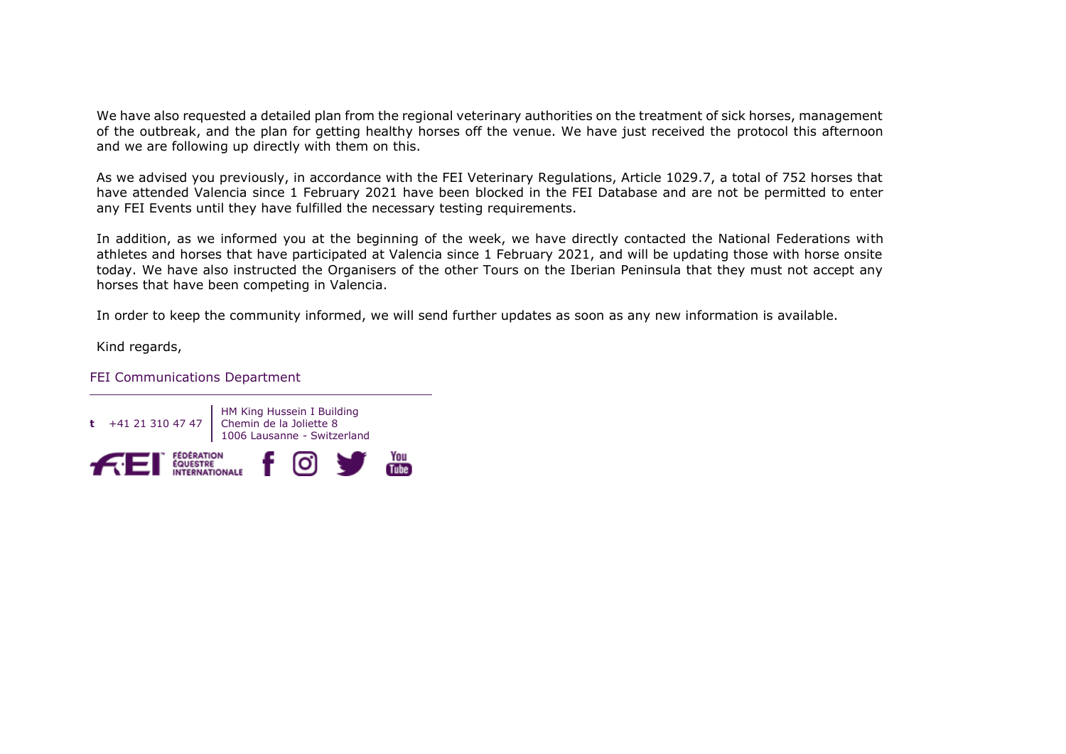We have also requested a detailed plan from the regional veterinary authorities on the treatment of sick horses, management of the outbreak, and the plan for getting healthy horses off the venue. We have just received the protocol this afternoon and we are following up directly with them on this.

As we advised you previously, in accordance with the FEI Veterinary Regulations, Article 1029.7, a total of 752 horses that have attended Valencia since 1 February 2021 have been blocked in the FEI Database and are not be permitted to enter any FEI Events until they have fulfilled the necessary testing requirements.

In addition, as we informed you at the beginning of the week, we have directly contacted the National Federations with athletes and horses that have participated at Valencia since 1 February 2021, and will be updating those with horse onsite today. We have also instructed the Organisers of the other Tours on the Iberian Peninsula that they must not accept any horses that have been competing in Valencia.

In order to keep the community informed, we will send further updates as soon as any new information is available.

Kind regards,

FEI Communications Department

---

**t** +41 21 310 47 47

HM King Hussein I Building
Chemin de la Joliette 8
1006 Lausanne - Switzerland

FÉDÉRATION ÉQUESTRE INTERNATIONALE